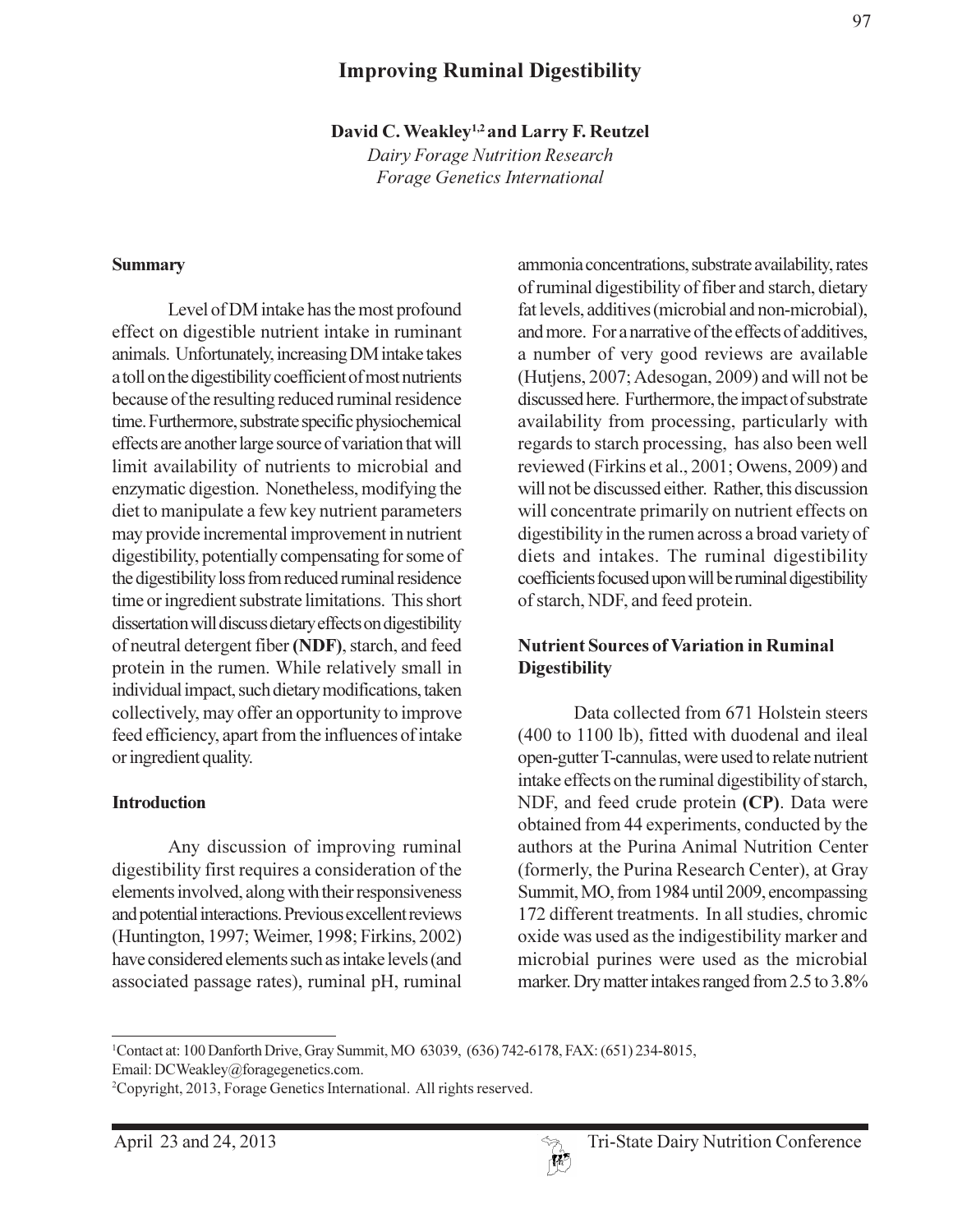# Improving Ruminal Digestibility

**David C. Weakley[1,2] and Larry F. Reutzel**

*Dairy Forage Nutrition Research*
*Forage Genetics International*

## Summary

Level of DM intake has the most profound effect on digestible nutrient intake in ruminant animals. Unfortunately, increasing DM intake takes a toll on the digestibility coefficient of most nutrients because of the resulting reduced ruminal residence time. Furthermore, substrate specific physiochemical effects are another large source of variation that will limit availability of nutrients to microbial and enzymatic digestion. Nonetheless, modifying the diet to manipulate a few key nutrient parameters may provide incremental improvement in nutrient digestibility, potentially compensating for some of the digestibility loss from reduced ruminal residence time or ingredient substrate limitations. This short dissertation will discuss dietary effects on digestibility of neutral detergent fiber **(NDF)**, starch, and feed protein in the rumen. While relatively small in individual impact, such dietary modifications, taken collectively, may offer an opportunity to improve feed efficiency, apart from the influences of intake or ingredient quality.

## Introduction

Any discussion of improving ruminal digestibility first requires a consideration of the elements involved, along with their responsiveness and potential interactions. Previous excellent reviews (Huntington, 1997; Weimer, 1998; Firkins, 2002) have considered elements such as intake levels (and associated passage rates), ruminal pH, ruminal ammonia concentrations, substrate availability, rates of ruminal digestibility of fiber and starch, dietary fat levels, additives (microbial and non-microbial), and more. For a narrative of the effects of additives, a number of very good reviews are available (Hutjens, 2007; Adesogan, 2009) and will not be discussed here. Furthermore, the impact of substrate availability from processing, particularly with regards to starch processing, has also been well reviewed (Firkins et al., 2001; Owens, 2009) and will not be discussed either. Rather, this discussion will concentrate primarily on nutrient effects on digestibility in the rumen across a broad variety of diets and intakes. The ruminal digestibility coefficients focused upon will be ruminal digestibility of starch, NDF, and feed protein.

## Nutrient Sources of Variation in Ruminal Digestibility

Data collected from 671 Holstein steers (400 to 1100 lb), fitted with duodenal and ileal open-gutter T-cannulas, were used to relate nutrient intake effects on the ruminal digestibility of starch, NDF, and feed crude protein **(CP)**. Data were obtained from 44 experiments, conducted by the authors at the Purina Animal Nutrition Center (formerly, the Purina Research Center), at Gray Summit, MO, from 1984 until 2009, encompassing 172 different treatments. In all studies, chromic oxide was used as the indigestibility marker and microbial purines were used as the microbial marker. Dry matter intakes ranged from 2.5 to 3.8%

---

[1]Contact at: 100 Danforth Drive, Gray Summit, MO 63039, (636) 742-6178, FAX: (651) 234-8015, Email: DCWeakley@foragegenetics.com.

[2]Copyright, 2013, Forage Genetics International. All rights reserved.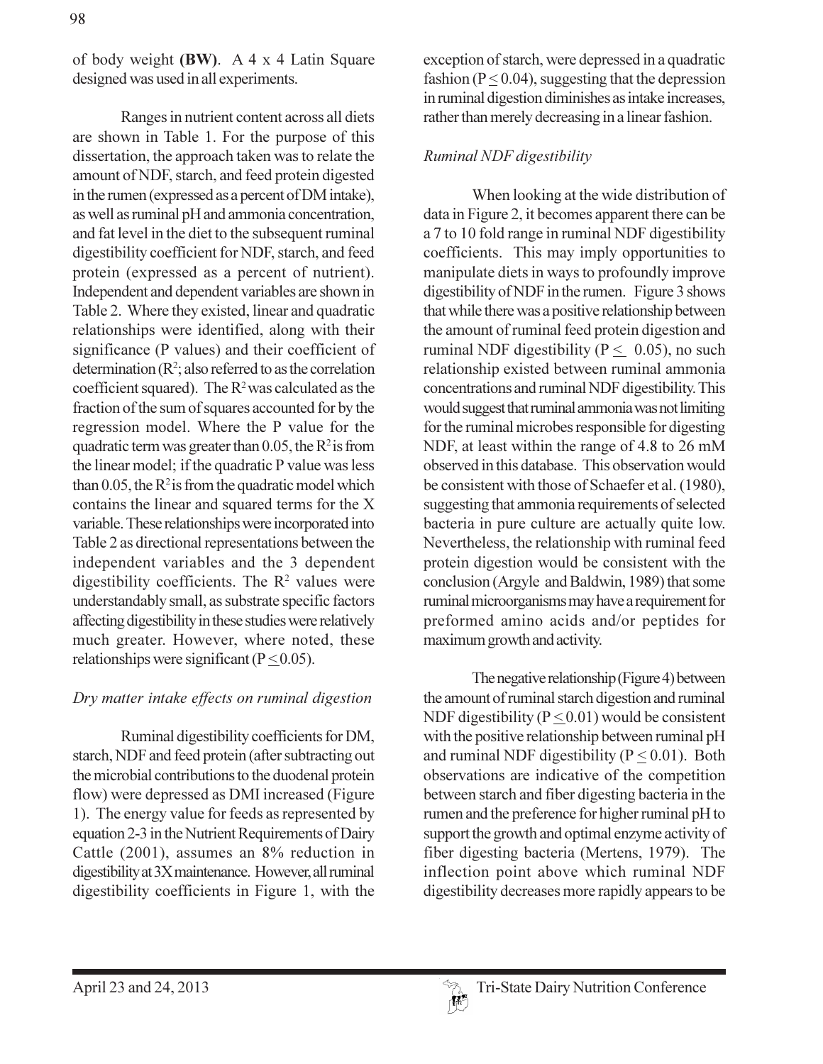of body weight **(BW)**. A 4 x 4 Latin Square designed was used in all experiments.

Ranges in nutrient content across all diets are shown in Table 1. For the purpose of this dissertation, the approach taken was to relate the amount of NDF, starch, and feed protein digested in the rumen (expressed as a percent of DM intake), as well as ruminal pH and ammonia concentration, and fat level in the diet to the subsequent ruminal digestibility coefficient for NDF, starch, and feed protein (expressed as a percent of nutrient). Independent and dependent variables are shown in Table 2. Where they existed, linear and quadratic relationships were identified, along with their significance (P values) and their coefficient of determination ($R^2$; also referred to as the correlation coefficient squared). The $R^2$ was calculated as the fraction of the sum of squares accounted for by the regression model. Where the P value for the quadratic term was greater than 0.05, the $R^2$ is from the linear model; if the quadratic P value was less than 0.05, the $R^2$ is from the quadratic model which contains the linear and squared terms for the X variable. These relationships were incorporated into Table 2 as directional representations between the independent variables and the 3 dependent digestibility coefficients. The $R^2$ values were understandably small, as substrate specific factors affecting digestibility in these studies were relatively much greater. However, where noted, these relationships were significant ($P \leq 0.05$).

*Dry matter intake effects on ruminal digestion*

Ruminal digestibility coefficients for DM, starch, NDF and feed protein (after subtracting out the microbial contributions to the duodenal protein flow) were depressed as DMI increased (Figure 1). The energy value for feeds as represented by equation 2-3 in the Nutrient Requirements of Dairy Cattle (2001), assumes an 8% reduction in digestibility at 3X maintenance. However, all ruminal digestibility coefficients in Figure 1, with the exception of starch, were depressed in a quadratic fashion ($P \leq 0.04$), suggesting that the depression in ruminal digestion diminishes as intake increases, rather than merely decreasing in a linear fashion.

*Ruminal NDF digestibility*

When looking at the wide distribution of data in Figure 2, it becomes apparent there can be a 7 to 10 fold range in ruminal NDF digestibility coefficients. This may imply opportunities to manipulate diets in ways to profoundly improve digestibility of NDF in the rumen. Figure 3 shows that while there was a positive relationship between the amount of ruminal feed protein digestion and ruminal NDF digestibility ($P \leq 0.05$), no such relationship existed between ruminal ammonia concentrations and ruminal NDF digestibility. This would suggest that ruminal ammonia was not limiting for the ruminal microbes responsible for digesting NDF, at least within the range of 4.8 to 26 mM observed in this database. This observation would be consistent with those of Schaefer et al. (1980), suggesting that ammonia requirements of selected bacteria in pure culture are actually quite low. Nevertheless, the relationship with ruminal feed protein digestion would be consistent with the conclusion (Argyle and Baldwin, 1989) that some ruminal microorganisms may have a requirement for preformed amino acids and/or peptides for maximum growth and activity.

The negative relationship (Figure 4) between the amount of ruminal starch digestion and ruminal NDF digestibility ($P \leq 0.01$) would be consistent with the positive relationship between ruminal pH and ruminal NDF digestibility ($P \leq 0.01$). Both observations are indicative of the competition between starch and fiber digesting bacteria in the rumen and the preference for higher ruminal pH to support the growth and optimal enzyme activity of fiber digesting bacteria (Mertens, 1979). The inflection point above which ruminal NDF digestibility decreases more rapidly appears to be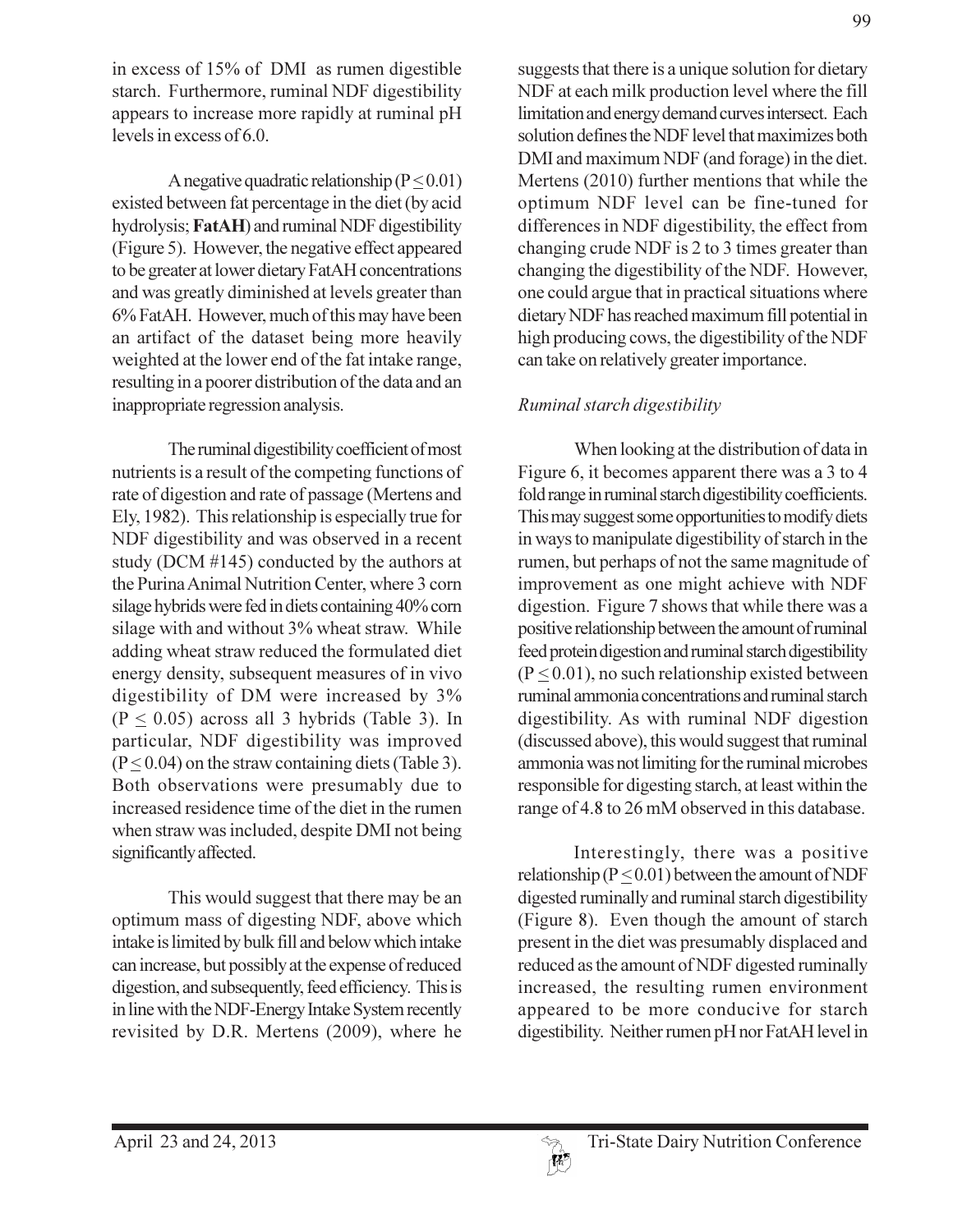in excess of 15% of DMI as rumen digestible starch. Furthermore, ruminal NDF digestibility appears to increase more rapidly at ruminal pH levels in excess of 6.0.

A negative quadratic relationship ($P \leq 0.01$) existed between fat percentage in the diet (by acid hydrolysis; **FatAH**) and ruminal NDF digestibility (Figure 5). However, the negative effect appeared to be greater at lower dietary FatAH concentrations and was greatly diminished at levels greater than 6% FatAH. However, much of this may have been an artifact of the dataset being more heavily weighted at the lower end of the fat intake range, resulting in a poorer distribution of the data and an inappropriate regression analysis.

The ruminal digestibility coefficient of most nutrients is a result of the competing functions of rate of digestion and rate of passage (Mertens and Ely, 1982). This relationship is especially true for NDF digestibility and was observed in a recent study (DCM #145) conducted by the authors at the Purina Animal Nutrition Center, where 3 corn silage hybrids were fed in diets containing 40% corn silage with and without 3% wheat straw. While adding wheat straw reduced the formulated diet energy density, subsequent measures of in vivo digestibility of DM were increased by 3% ($P \leq 0.05$) across all 3 hybrids (Table 3). In particular, NDF digestibility was improved ($P \leq 0.04$) on the straw containing diets (Table 3). Both observations were presumably due to increased residence time of the diet in the rumen when straw was included, despite DMI not being significantly affected.

This would suggest that there may be an optimum mass of digesting NDF, above which intake is limited by bulk fill and below which intake can increase, but possibly at the expense of reduced digestion, and subsequently, feed efficiency. This is in line with the NDF-Energy Intake System recently revisited by D.R. Mertens (2009), where he suggests that there is a unique solution for dietary NDF at each milk production level where the fill limitation and energy demand curves intersect. Each solution defines the NDF level that maximizes both DMI and maximum NDF (and forage) in the diet. Mertens (2010) further mentions that while the optimum NDF level can be fine-tuned for differences in NDF digestibility, the effect from changing crude NDF is 2 to 3 times greater than changing the digestibility of the NDF. However, one could argue that in practical situations where dietary NDF has reached maximum fill potential in high producing cows, the digestibility of the NDF can take on relatively greater importance.

*Ruminal starch digestibility*

When looking at the distribution of data in Figure 6, it becomes apparent there was a 3 to 4 fold range in ruminal starch digestibility coefficients. This may suggest some opportunities to modify diets in ways to manipulate digestibility of starch in the rumen, but perhaps of not the same magnitude of improvement as one might achieve with NDF digestion. Figure 7 shows that while there was a positive relationship between the amount of ruminal feed protein digestion and ruminal starch digestibility ($P \leq 0.01$), no such relationship existed between ruminal ammonia concentrations and ruminal starch digestibility. As with ruminal NDF digestion (discussed above), this would suggest that ruminal ammonia was not limiting for the ruminal microbes responsible for digesting starch, at least within the range of 4.8 to 26 mM observed in this database.

Interestingly, there was a positive relationship ($P \leq 0.01$) between the amount of NDF digested ruminally and ruminal starch digestibility (Figure 8). Even though the amount of starch present in the diet was presumably displaced and reduced as the amount of NDF digested ruminally increased, the resulting rumen environment appeared to be more conducive for starch digestibility. Neither rumen pH nor FatAH level in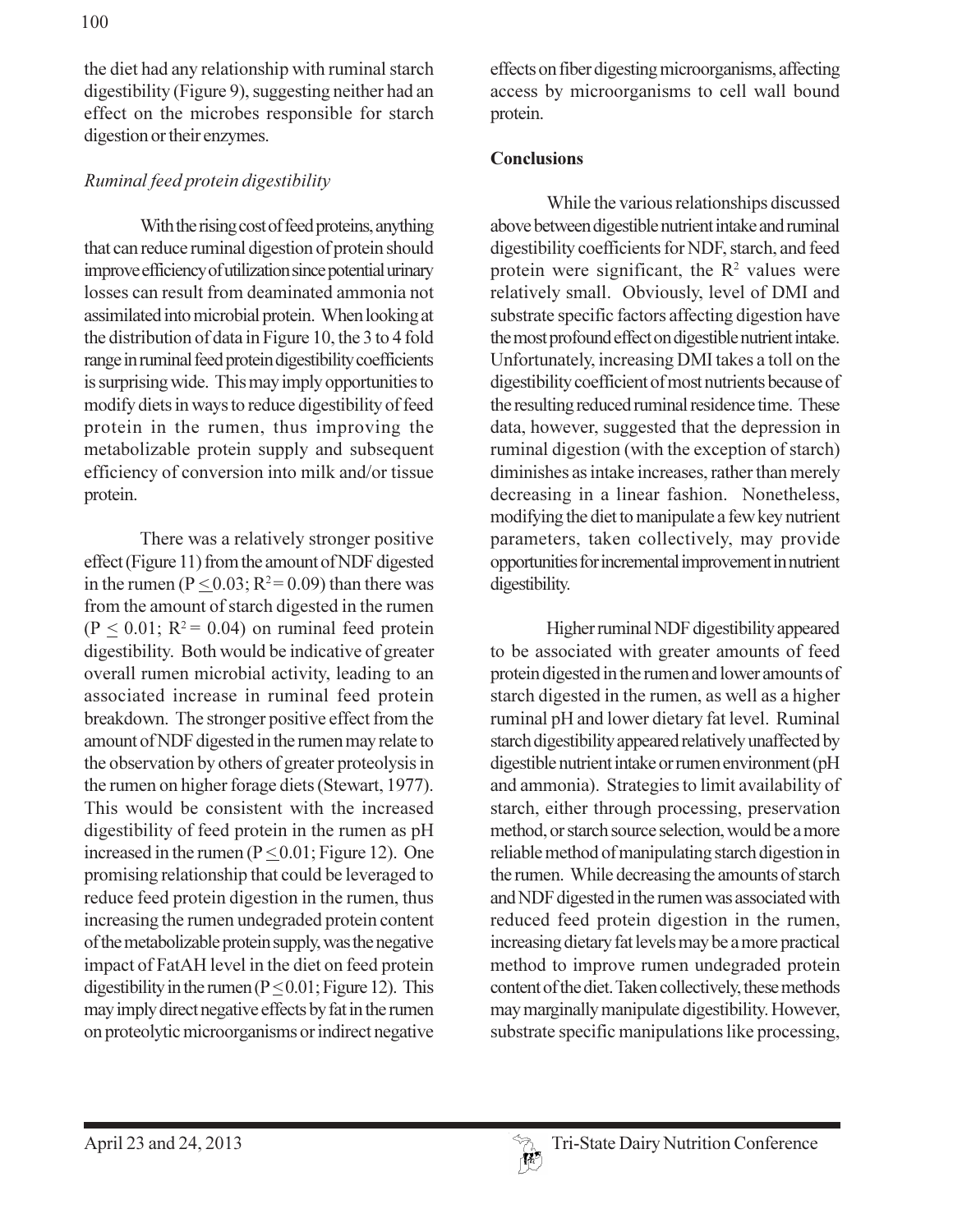the diet had any relationship with ruminal starch digestibility (Figure 9), suggesting neither had an effect on the microbes responsible for starch digestion or their enzymes.

*Ruminal feed protein digestibility*

With the rising cost of feed proteins, anything that can reduce ruminal digestion of protein should improve efficiency of utilization since potential urinary losses can result from deaminated ammonia not assimilated into microbial protein. When looking at the distribution of data in Figure 10, the 3 to 4 fold range in ruminal feed protein digestibility coefficients is surprising wide. This may imply opportunities to modify diets in ways to reduce digestibility of feed protein in the rumen, thus improving the metabolizable protein supply and subsequent efficiency of conversion into milk and/or tissue protein.

There was a relatively stronger positive effect (Figure 11) from the amount of NDF digested in the rumen ($P \leq 0.03$; $R^2 = 0.09$) than there was from the amount of starch digested in the rumen ($P \leq 0.01$; $R^2 = 0.04$) on ruminal feed protein digestibility. Both would be indicative of greater overall rumen microbial activity, leading to an associated increase in ruminal feed protein breakdown. The stronger positive effect from the amount of NDF digested in the rumen may relate to the observation by others of greater proteolysis in the rumen on higher forage diets (Stewart, 1977). This would be consistent with the increased digestibility of feed protein in the rumen as pH increased in the rumen ($P \leq 0.01$; Figure 12). One promising relationship that could be leveraged to reduce feed protein digestion in the rumen, thus increasing the rumen undegraded protein content of the metabolizable protein supply, was the negative impact of FatAH level in the diet on feed protein digestibility in the rumen ($P \leq 0.01$; Figure 12). This may imply direct negative effects by fat in the rumen on proteolytic microorganisms or indirect negative effects on fiber digesting microorganisms, affecting access by microorganisms to cell wall bound protein.

**Conclusions**

While the various relationships discussed above between digestible nutrient intake and ruminal digestibility coefficients for NDF, starch, and feed protein were significant, the $R^2$ values were relatively small. Obviously, level of DMI and substrate specific factors affecting digestion have the most profound effect on digestible nutrient intake. Unfortunately, increasing DMI takes a toll on the digestibility coefficient of most nutrients because of the resulting reduced ruminal residence time. These data, however, suggested that the depression in ruminal digestion (with the exception of starch) diminishes as intake increases, rather than merely decreasing in a linear fashion. Nonetheless, modifying the diet to manipulate a few key nutrient parameters, taken collectively, may provide opportunities for incremental improvement in nutrient digestibility.

Higher ruminal NDF digestibility appeared to be associated with greater amounts of feed protein digested in the rumen and lower amounts of starch digested in the rumen, as well as a higher ruminal pH and lower dietary fat level. Ruminal starch digestibility appeared relatively unaffected by digestible nutrient intake or rumen environment (pH and ammonia). Strategies to limit availability of starch, either through processing, preservation method, or starch source selection, would be a more reliable method of manipulating starch digestion in the rumen. While decreasing the amounts of starch and NDF digested in the rumen was associated with reduced feed protein digestion in the rumen, increasing dietary fat levels may be a more practical method to improve rumen undegraded protein content of the diet. Taken collectively, these methods may marginally manipulate digestibility. However, substrate specific manipulations like processing,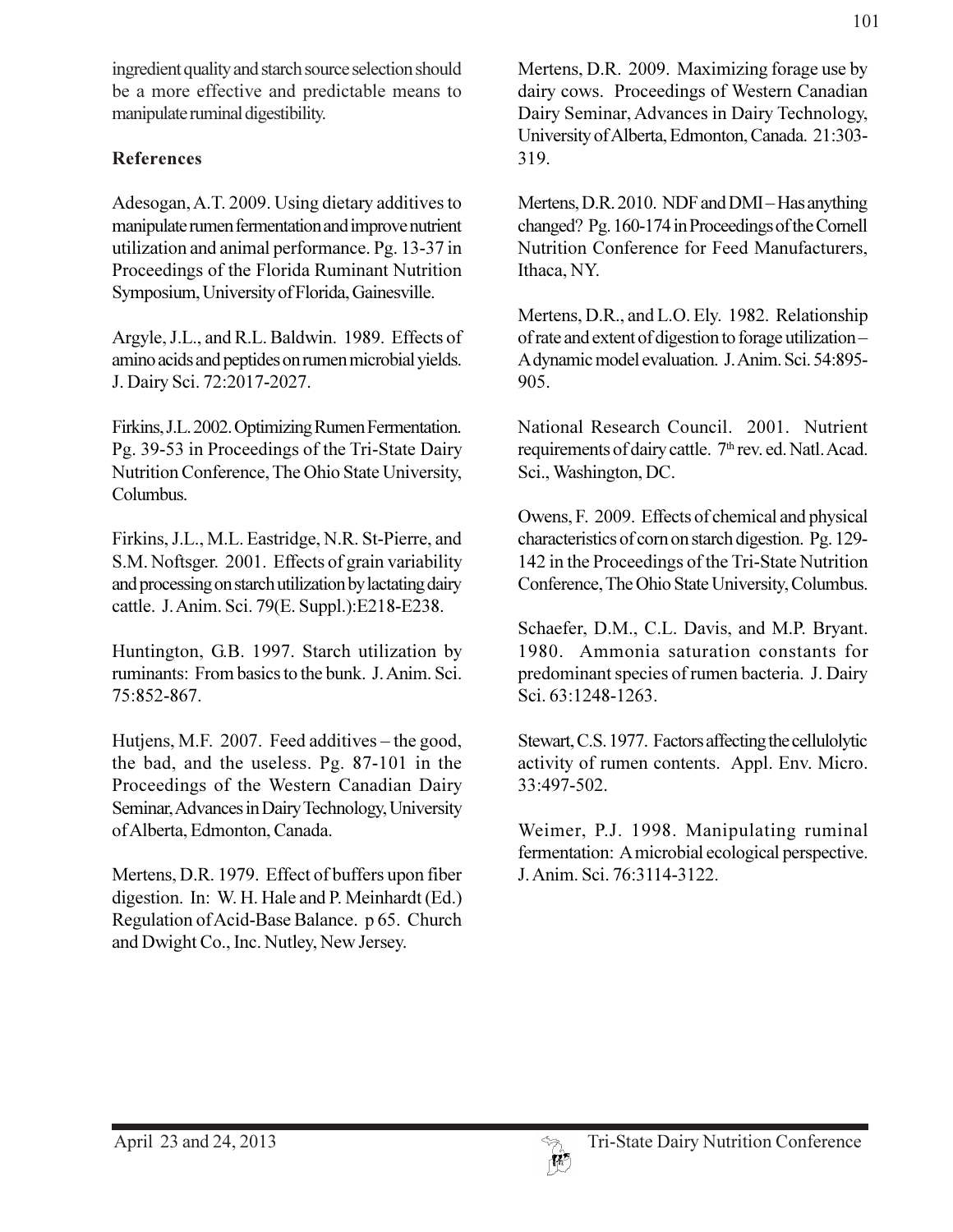ingredient quality and starch source selection should be a more effective and predictable means to manipulate ruminal digestibility.

## References

Adesogan, A.T. 2009. Using dietary additives to manipulate rumen fermentation and improve nutrient utilization and animal performance. Pg. 13-37 in Proceedings of the Florida Ruminant Nutrition Symposium, University of Florida, Gainesville.

Argyle, J.L., and R.L. Baldwin. 1989. Effects of amino acids and peptides on rumen microbial yields. J. Dairy Sci. 72:2017-2027.

Firkins, J.L. 2002. Optimizing Rumen Fermentation. Pg. 39-53 in Proceedings of the Tri-State Dairy Nutrition Conference, The Ohio State University, Columbus.

Firkins, J.L., M.L. Eastridge, N.R. St-Pierre, and S.M. Noftsger. 2001. Effects of grain variability and processing on starch utilization by lactating dairy cattle. J. Anim. Sci. 79(E. Suppl.):E218-E238.

Huntington, G.B. 1997. Starch utilization by ruminants: From basics to the bunk. J. Anim. Sci. 75:852-867.

Hutjens, M.F. 2007. Feed additives – the good, the bad, and the useless. Pg. 87-101 in the Proceedings of the Western Canadian Dairy Seminar, Advances in Dairy Technology, University of Alberta, Edmonton, Canada.

Mertens, D.R. 1979. Effect of buffers upon fiber digestion. In: W. H. Hale and P. Meinhardt (Ed.) Regulation of Acid-Base Balance. p 65. Church and Dwight Co., Inc. Nutley, New Jersey.

Mertens, D.R. 2009. Maximizing forage use by dairy cows. Proceedings of Western Canadian Dairy Seminar, Advances in Dairy Technology, University of Alberta, Edmonton, Canada. 21:303-319.

Mertens, D.R. 2010. NDF and DMI – Has anything changed? Pg. 160-174 in Proceedings of the Cornell Nutrition Conference for Feed Manufacturers, Ithaca, NY.

Mertens, D.R., and L.O. Ely. 1982. Relationship of rate and extent of digestion to forage utilization – A dynamic model evaluation. J. Anim. Sci. 54:895-905.

National Research Council. 2001. Nutrient requirements of dairy cattle. 7th rev. ed. Natl. Acad. Sci., Washington, DC.

Owens, F. 2009. Effects of chemical and physical characteristics of corn on starch digestion. Pg. 129-142 in the Proceedings of the Tri-State Nutrition Conference, The Ohio State University, Columbus.

Schaefer, D.M., C.L. Davis, and M.P. Bryant. 1980. Ammonia saturation constants for predominant species of rumen bacteria. J. Dairy Sci. 63:1248-1263.

Stewart, C.S. 1977. Factors affecting the cellulolytic activity of rumen contents. Appl. Env. Micro. 33:497-502.

Weimer, P.J. 1998. Manipulating ruminal fermentation: A microbial ecological perspective. J. Anim. Sci. 76:3114-3122.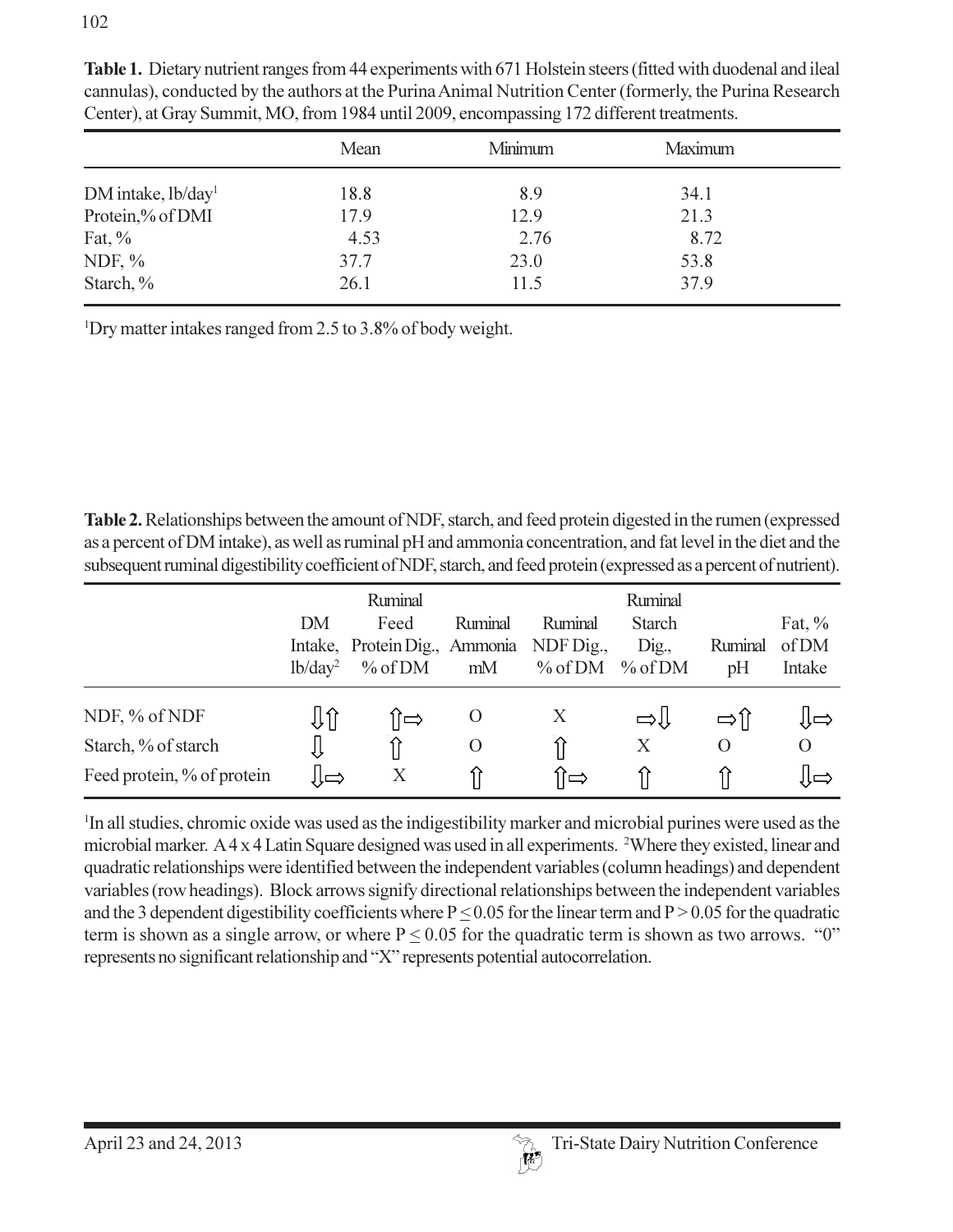**Table 1.** Dietary nutrient ranges from 44 experiments with 671 Holstein steers (fitted with duodenal and ileal cannulas), conducted by the authors at the Purina Animal Nutrition Center (formerly, the Purina Research Center), at Gray Summit, MO, from 1984 until 2009, encompassing 172 different treatments.

| | Mean | Minimum | Maximum |
|---|---|---|---|
| DM intake, lb/day[1] | 18.8 | 8.9 | 34.1 |
| Protein,% of DMI | 17.9 | 12.9 | 21.3 |
| Fat, % | 4.53 | 2.76 | 8.72 |
| NDF, % | 37.7 | 23.0 | 53.8 |
| Starch, % | 26.1 | 11.5 | 37.9 |

[1]Dry matter intakes ranged from 2.5 to 3.8% of body weight.

**Table 2.** Relationships between the amount of NDF, starch, and feed protein digested in the rumen (expressed as a percent of DM intake), as well as ruminal pH and ammonia concentration, and fat level in the diet and the subsequent ruminal digestibility coefficient of NDF, starch, and feed protein (expressed as a percent of nutrient).

| | DM Intake, lb/day[2] | Ruminal Feed Protein Dig., % of DM | Ruminal Ammonia mM | Ruminal NDF Dig., % of DM | Ruminal Starch Dig., % of DM | Ruminal pH | Fat, % of DM Intake |
|---|---|---|---|---|---|---|---|
| NDF, % of NDF | ⇩⇧ | ⇧⇨ | O | X | ⇨⇩ | ⇨⇧ | ⇩⇨ |
| Starch, % of starch | ⇩ | ⇧ | O | ⇧ | X | O | O |
| Feed protein, % of protein | ⇩⇨ | X | ⇧ | ⇧⇨ | ⇧ | ⇧ | ⇩⇨ |

[1]In all studies, chromic oxide was used as the indigestibility marker and microbial purines were used as the microbial marker. A 4 x 4 Latin Square designed was used in all experiments. [2]Where they existed, linear and quadratic relationships were identified between the independent variables (column headings) and dependent variables (row headings). Block arrows signify directional relationships between the independent variables and the 3 dependent digestibility coefficients where $P \leq 0.05$ for the linear term and $P > 0.05$ for the quadratic term is shown as a single arrow, or where $P \leq 0.05$ for the quadratic term is shown as two arrows. "0" represents no significant relationship and "X" represents potential autocorrelation.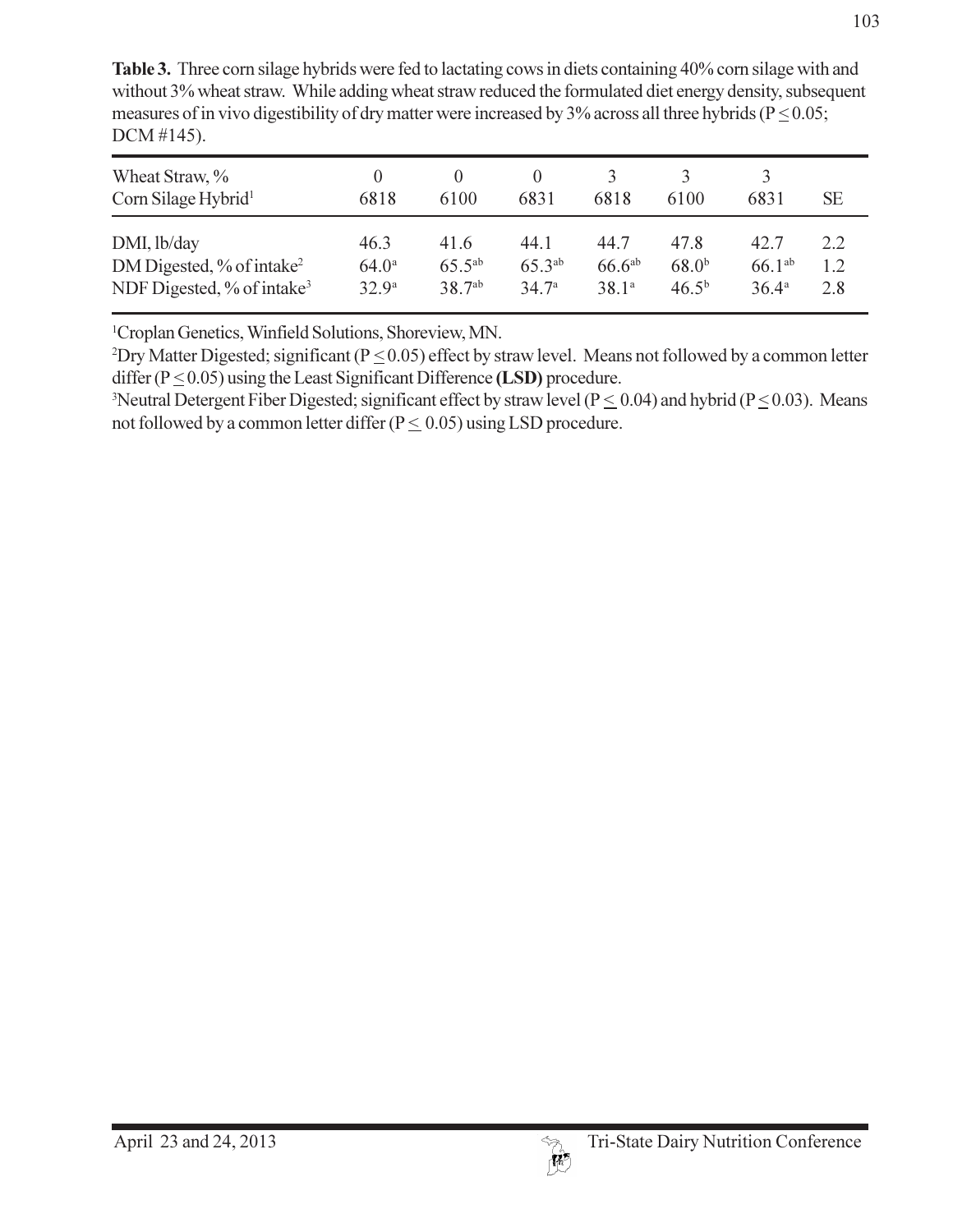**Table 3.** Three corn silage hybrids were fed to lactating cows in diets containing 40% corn silage with and without 3% wheat straw. While adding wheat straw reduced the formulated diet energy density, subsequent measures of in vivo digestibility of dry matter were increased by 3% across all three hybrids ($P \leq 0.05$; DCM #145).

| Wheat Straw, % | 0 | 0 | 0 | 3 | 3 | 3 | |
|---|---|---|---|---|---|---|---|
| Corn Silage Hybrid[1] | 6818 | 6100 | 6831 | 6818 | 6100 | 6831 | SE |
| DMI, lb/day | 46.3 | 41.6 | 44.1 | 44.7 | 47.8 | 42.7 | 2.2 |
| DM Digested, % of intake[2] | 64.0[a] | 65.5[ab] | 65.3[ab] | 66.6[ab] | 68.0[b] | 66.1[ab] | 1.2 |
| NDF Digested, % of intake[3] | 32.9[a] | 38.7[ab] | 34.7[a] | 38.1[a] | 46.5[b] | 36.4[a] | 2.8 |

[1]Croplan Genetics, Winfield Solutions, Shoreview, MN.

[2]Dry Matter Digested; significant ($P \leq 0.05$) effect by straw level. Means not followed by a common letter differ ($P \leq 0.05$) using the Least Significant Difference **(LSD)** procedure.

[3]Neutral Detergent Fiber Digested; significant effect by straw level ($P \leq 0.04$) and hybrid ($P \leq 0.03$). Means not followed by a common letter differ ($P \leq 0.05$) using LSD procedure.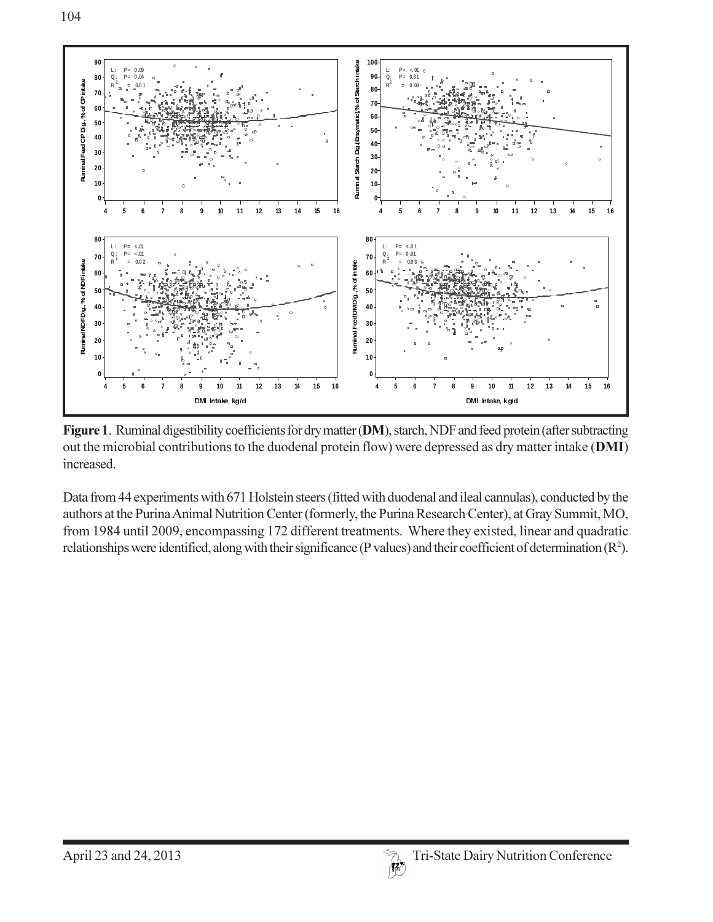**Figure 1**. Ruminal digestibility coefficients for dry matter (**DM**), starch, NDF and feed protein (after subtracting out the microbial contributions to the duodenal protein flow) were depressed as dry matter intake (**DMI**) increased.

Data from 44 experiments with 671 Holstein steers (fitted with duodenal and ileal cannulas), conducted by the authors at the Purina Animal Nutrition Center (formerly, the Purina Research Center), at Gray Summit, MO, from 1984 until 2009, encompassing 172 different treatments. Where they existed, linear and quadratic relationships were identified, along with their significance (P values) and their coefficient of determination ($R^2$).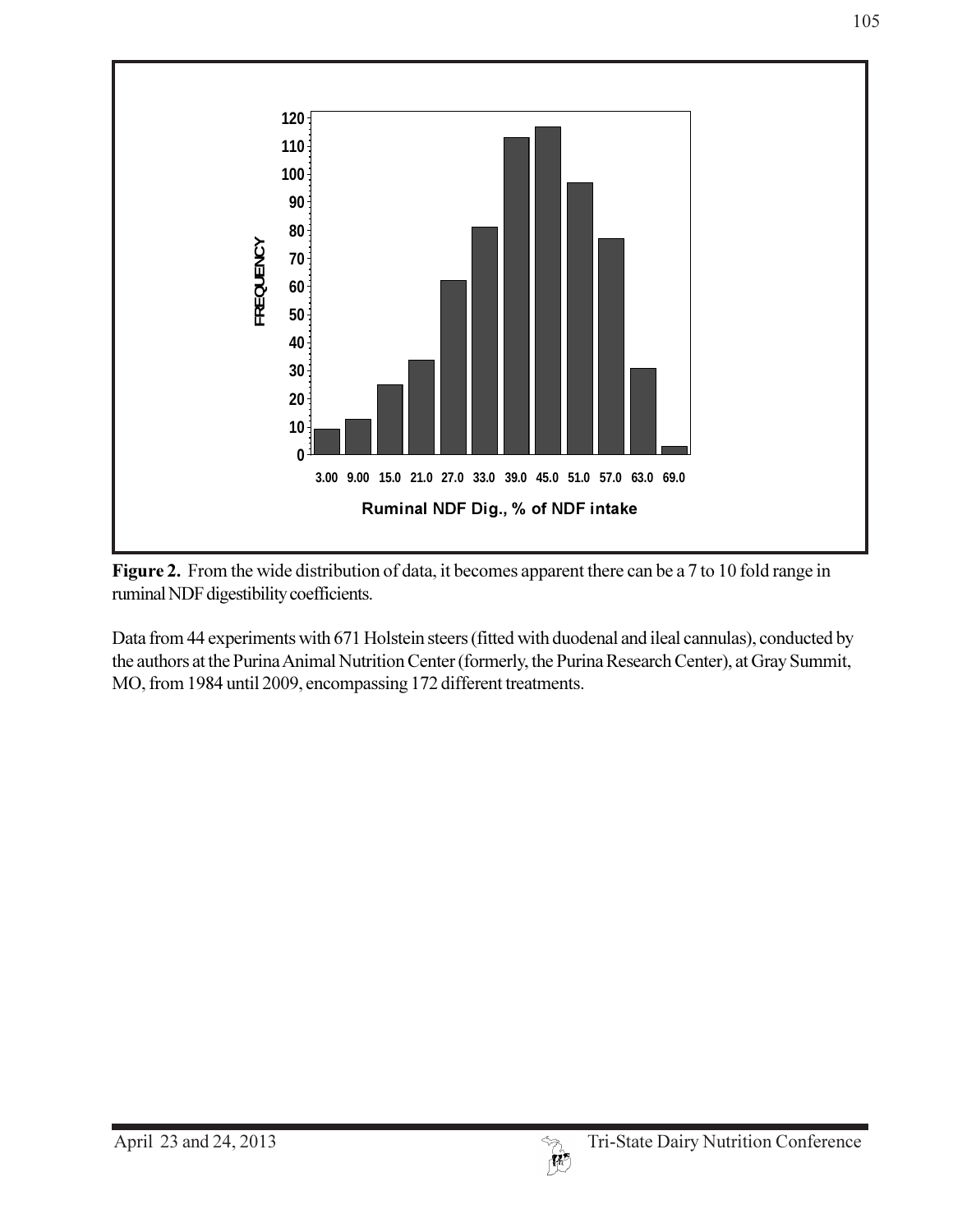**Figure 2.** From the wide distribution of data, it becomes apparent there can be a 7 to 10 fold range in ruminal NDF digestibility coefficients.

Data from 44 experiments with 671 Holstein steers (fitted with duodenal and ileal cannulas), conducted by the authors at the Purina Animal Nutrition Center (formerly, the Purina Research Center), at Gray Summit, MO, from 1984 until 2009, encompassing 172 different treatments.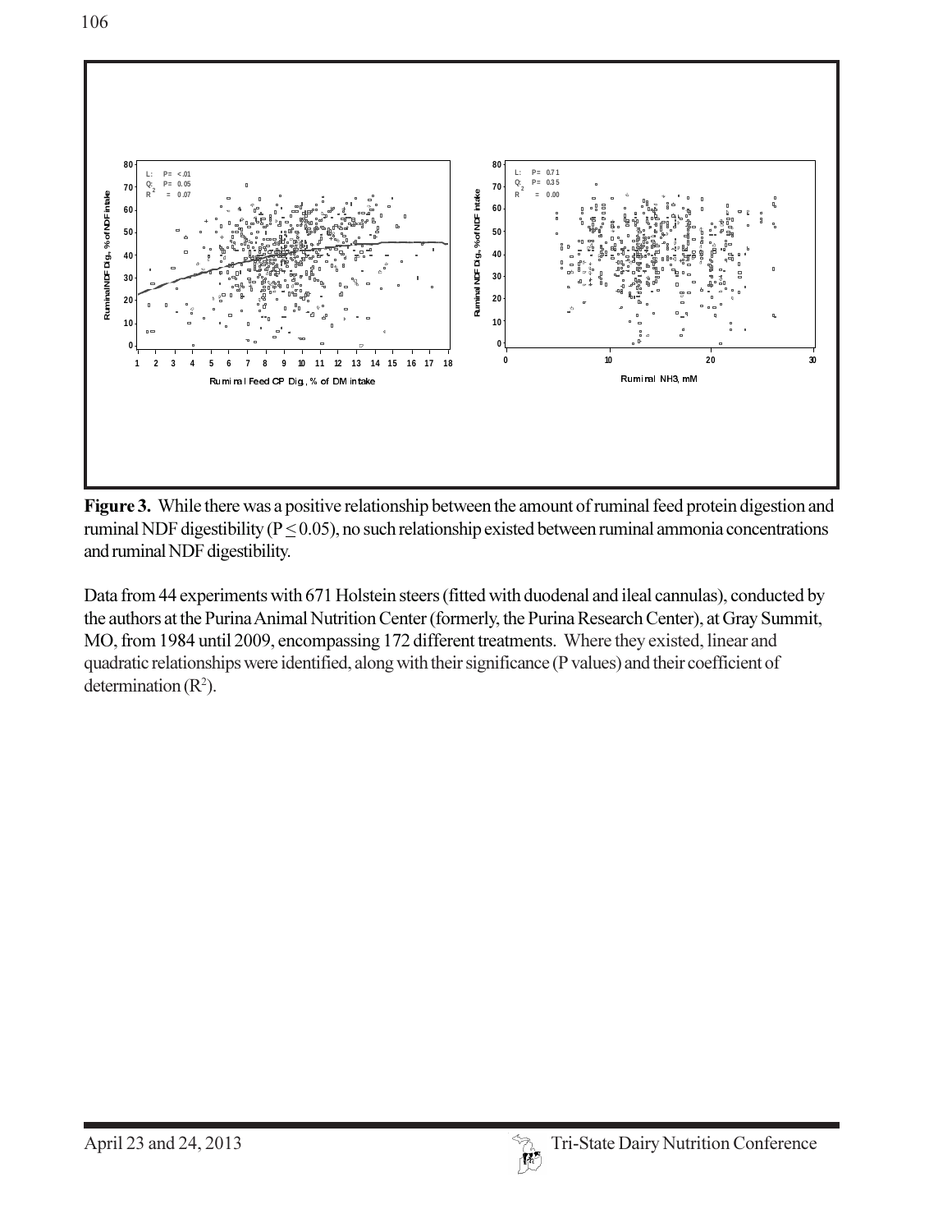**Figure 3.** While there was a positive relationship between the amount of ruminal feed protein digestion and ruminal NDF digestibility ($P \leq 0.05$), no such relationship existed between ruminal ammonia concentrations and ruminal NDF digestibility.

Data from 44 experiments with 671 Holstein steers (fitted with duodenal and ileal cannulas), conducted by the authors at the Purina Animal Nutrition Center (formerly, the Purina Research Center), at Gray Summit, MO, from 1984 until 2009, encompassing 172 different treatments. Where they existed, linear and quadratic relationships were identified, along with their significance (P values) and their coefficient of determination ($R^2$).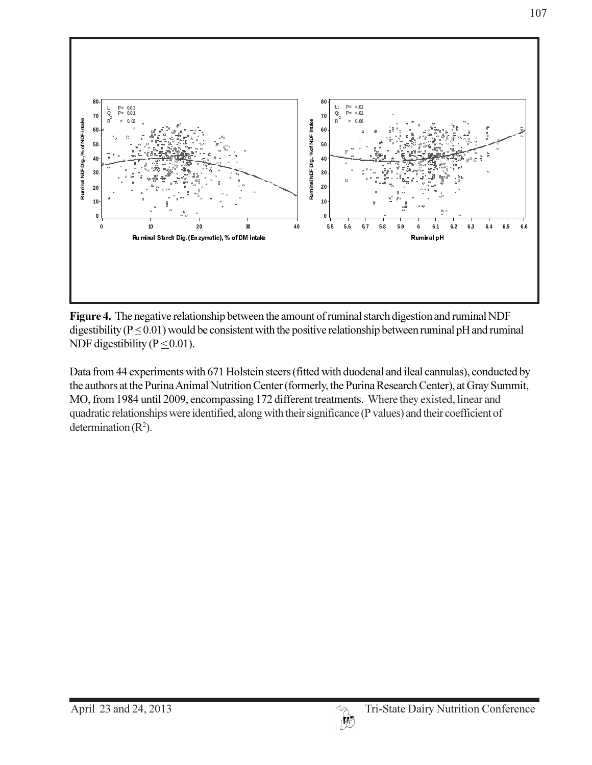**Figure 4.** The negative relationship between the amount of ruminal starch digestion and ruminal NDF digestibility ($P \leq 0.01$) would be consistent with the positive relationship between ruminal pH and ruminal NDF digestibility ($P \leq 0.01$).

Data from 44 experiments with 671 Holstein steers (fitted with duodenal and ileal cannulas), conducted by the authors at the Purina Animal Nutrition Center (formerly, the Purina Research Center), at Gray Summit, MO, from 1984 until 2009, encompassing 172 different treatments. Where they existed, linear and quadratic relationships were identified, along with their significance (P values) and their coefficient of determination ($R^2$).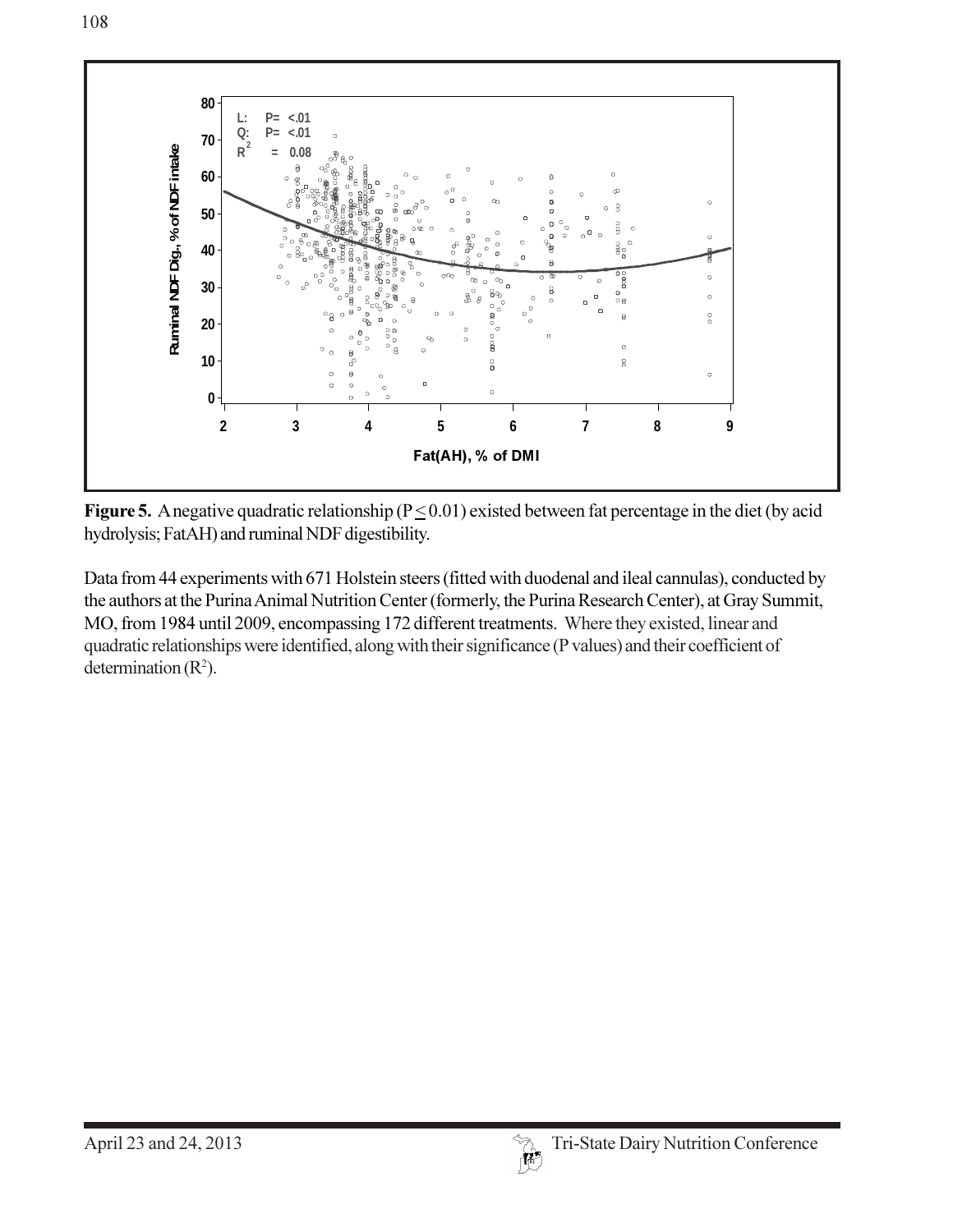**Figure 5.** A negative quadratic relationship ($P \leq 0.01$) existed between fat percentage in the diet (by acid hydrolysis; FatAH) and ruminal NDF digestibility.

Data from 44 experiments with 671 Holstein steers (fitted with duodenal and ileal cannulas), conducted by the authors at the Purina Animal Nutrition Center (formerly, the Purina Research Center), at Gray Summit, MO, from 1984 until 2009, encompassing 172 different treatments. Where they existed, linear and quadratic relationships were identified, along with their significance (P values) and their coefficient of determination ($R^2$).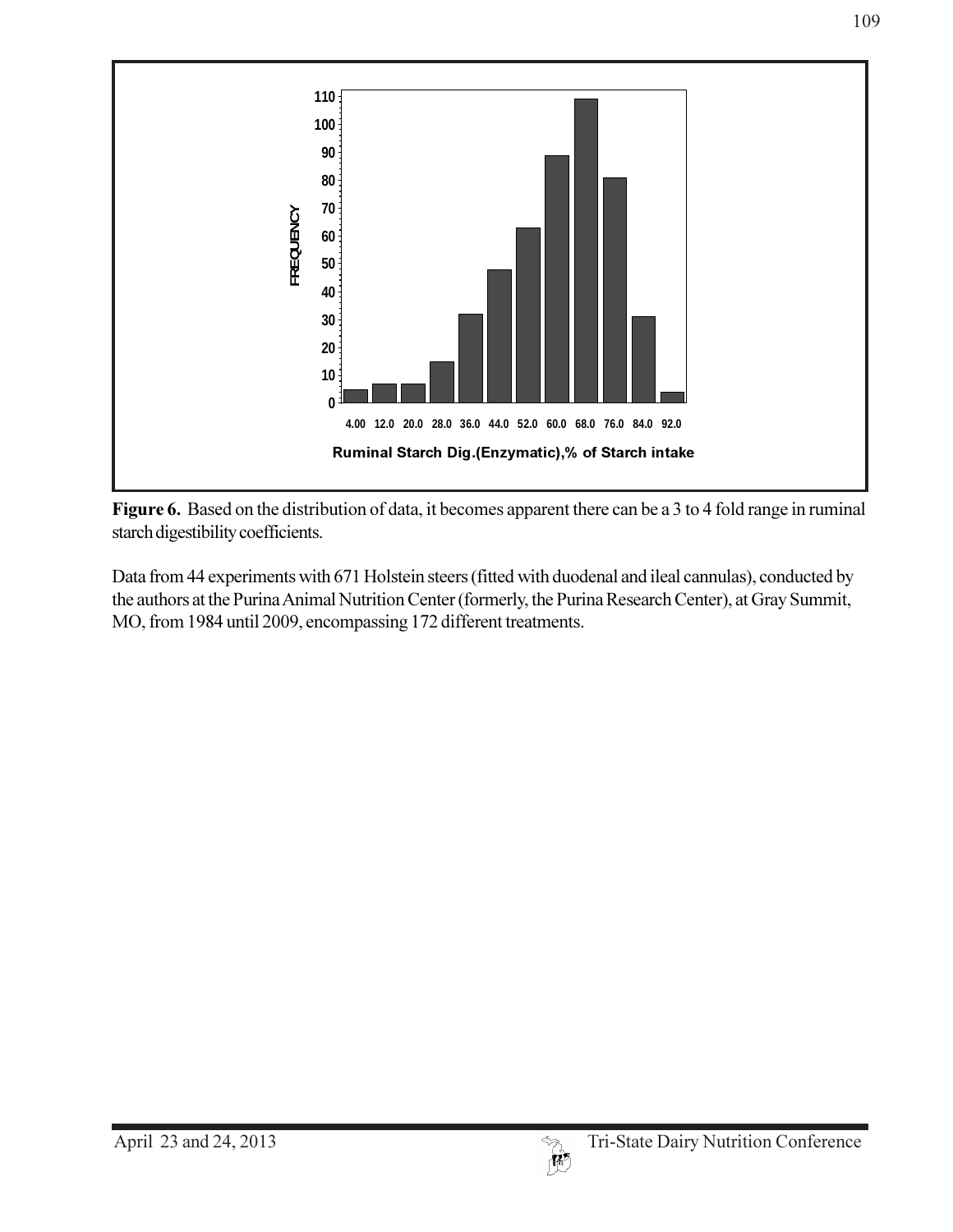**Figure 6.** Based on the distribution of data, it becomes apparent there can be a 3 to 4 fold range in ruminal starch digestibility coefficients.

Data from 44 experiments with 671 Holstein steers (fitted with duodenal and ileal cannulas), conducted by the authors at the Purina Animal Nutrition Center (formerly, the Purina Research Center), at Gray Summit, MO, from 1984 until 2009, encompassing 172 different treatments.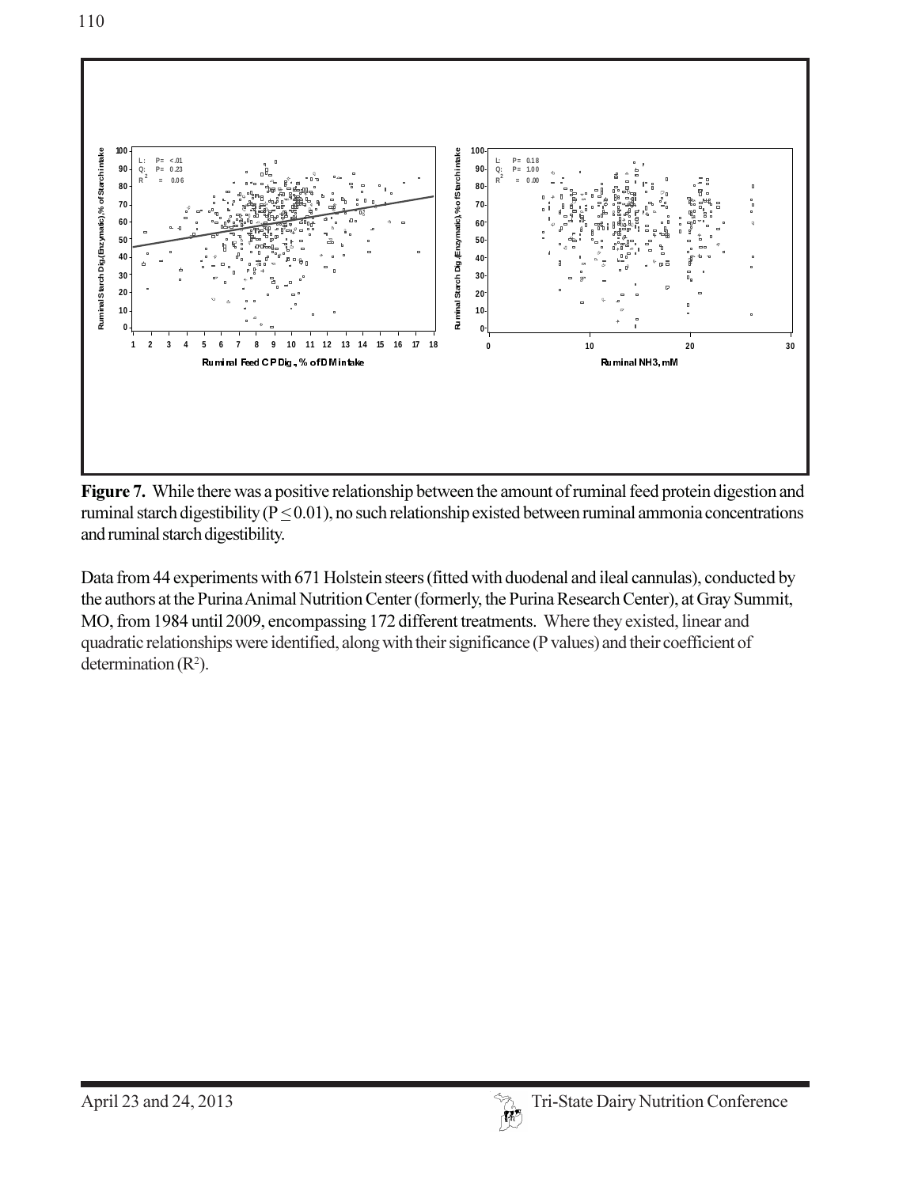**Figure 7.** While there was a positive relationship between the amount of ruminal feed protein digestion and ruminal starch digestibility ($P \leq 0.01$), no such relationship existed between ruminal ammonia concentrations and ruminal starch digestibility.

Data from 44 experiments with 671 Holstein steers (fitted with duodenal and ileal cannulas), conducted by the authors at the Purina Animal Nutrition Center (formerly, the Purina Research Center), at Gray Summit, MO, from 1984 until 2009, encompassing 172 different treatments. Where they existed, linear and quadratic relationships were identified, along with their significance (P values) and their coefficient of determination ($R^2$).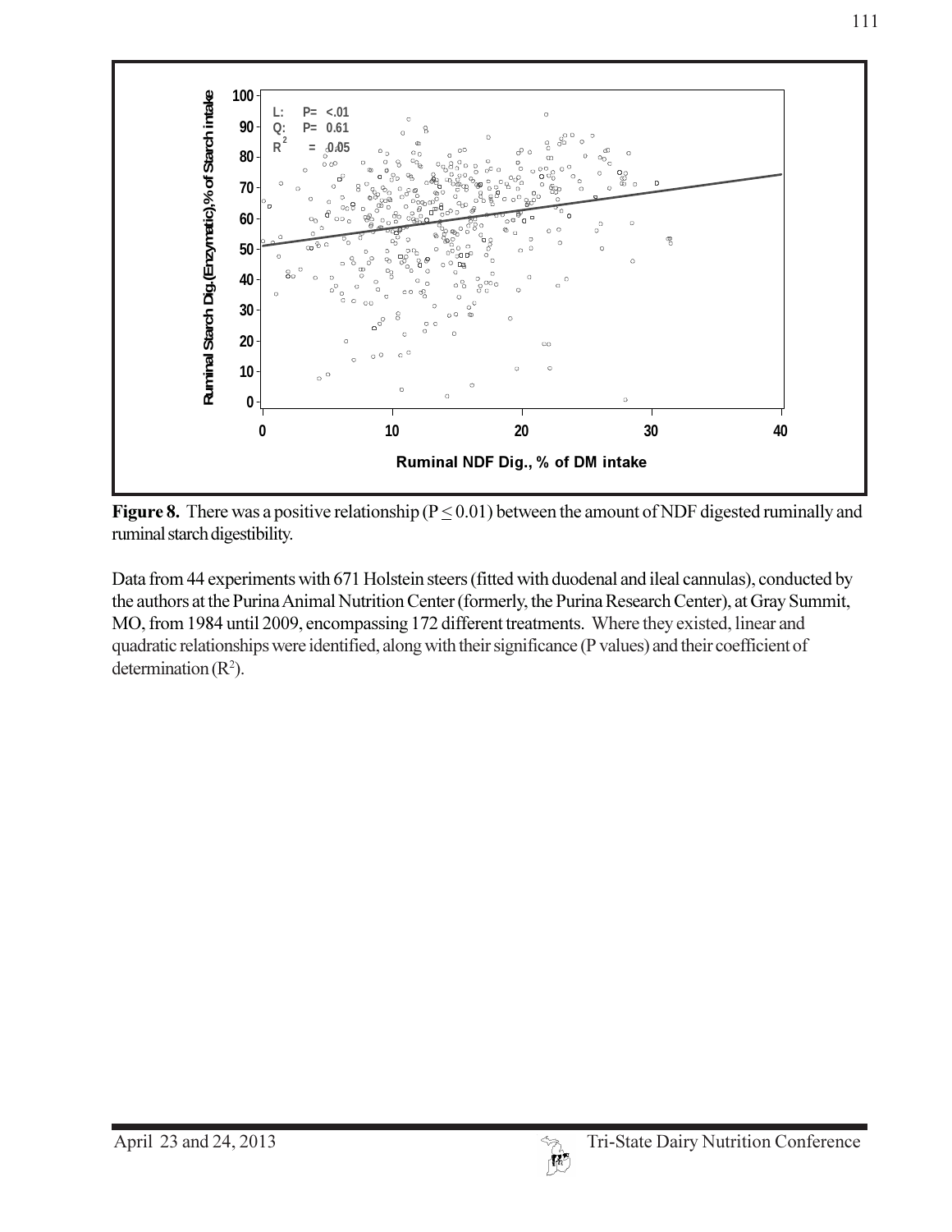**Figure 8.** There was a positive relationship ($P \leq 0.01$) between the amount of NDF digested ruminally and ruminal starch digestibility.

Data from 44 experiments with 671 Holstein steers (fitted with duodenal and ileal cannulas), conducted by the authors at the Purina Animal Nutrition Center (formerly, the Purina Research Center), at Gray Summit, MO, from 1984 until 2009, encompassing 172 different treatments. Where they existed, linear and quadratic relationships were identified, along with their significance (P values) and their coefficient of determination ($R^2$).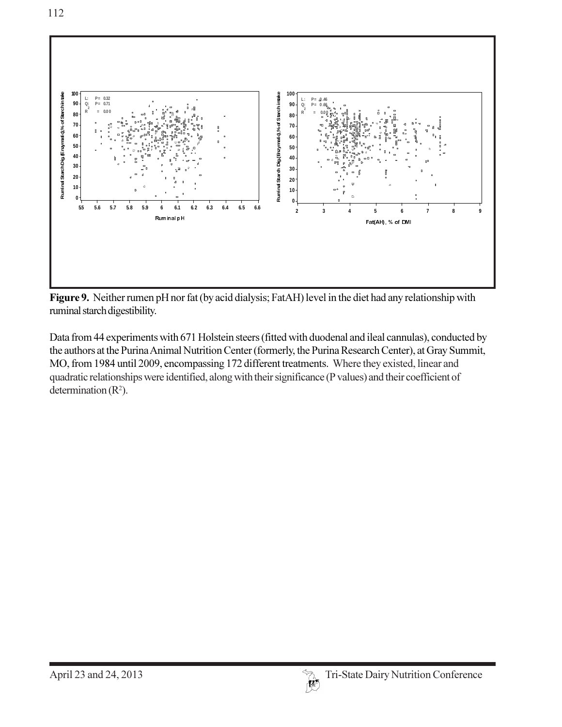**Figure 9.** Neither rumen pH nor fat (by acid dialysis; FatAH) level in the diet had any relationship with ruminal starch digestibility.

Data from 44 experiments with 671 Holstein steers (fitted with duodenal and ileal cannulas), conducted by the authors at the Purina Animal Nutrition Center (formerly, the Purina Research Center), at Gray Summit, MO, from 1984 until 2009, encompassing 172 different treatments. Where they existed, linear and quadratic relationships were identified, along with their significance (P values) and their coefficient of determination ($R^2$).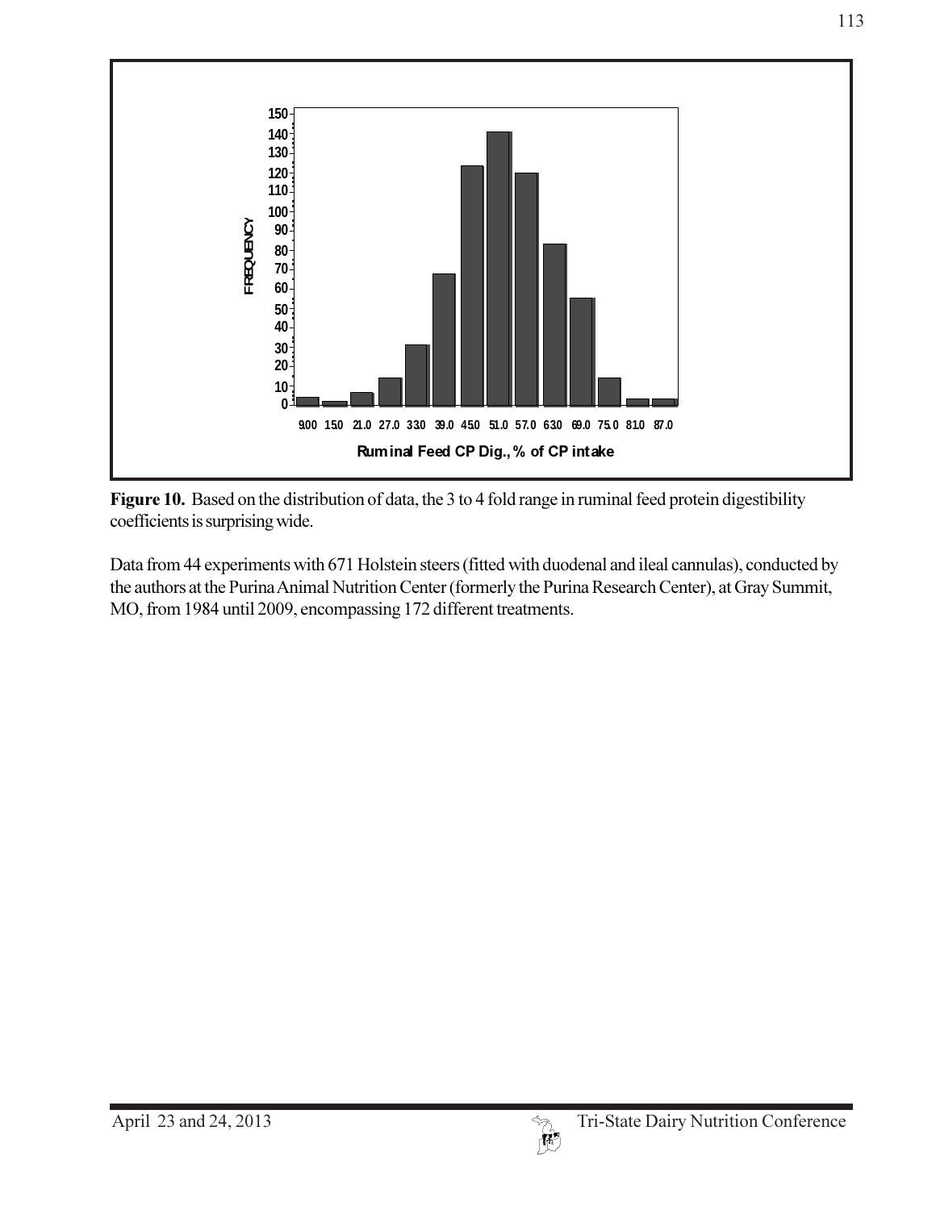**Figure 10.** Based on the distribution of data, the 3 to 4 fold range in ruminal feed protein digestibility coefficients is surprising wide.

Data from 44 experiments with 671 Holstein steers (fitted with duodenal and ileal cannulas), conducted by the authors at the Purina Animal Nutrition Center (formerly the Purina Research Center), at Gray Summit, MO, from 1984 until 2009, encompassing 172 different treatments.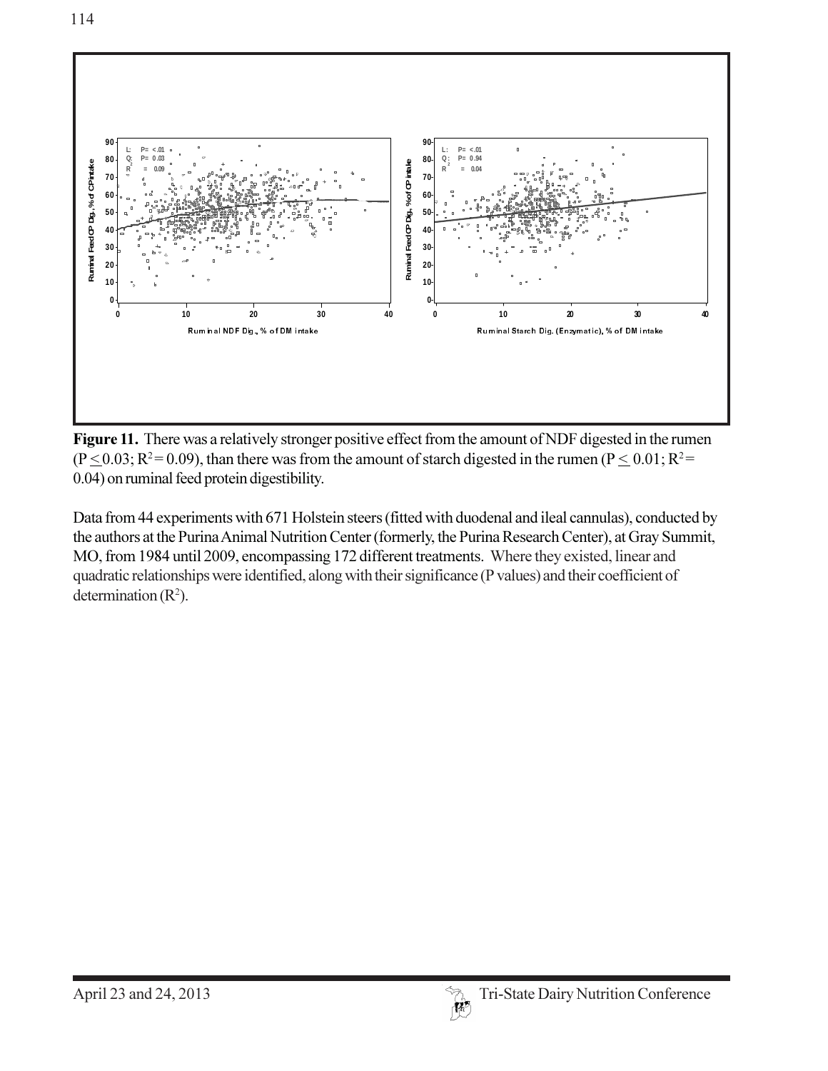**Figure 11.** There was a relatively stronger positive effect from the amount of NDF digested in the rumen ($P \leq 0.03$; $R^2 = 0.09$), than there was from the amount of starch digested in the rumen ($P \leq 0.01$; $R^2 = 0.04$) on ruminal feed protein digestibility.

Data from 44 experiments with 671 Holstein steers (fitted with duodenal and ileal cannulas), conducted by the authors at the Purina Animal Nutrition Center (formerly, the Purina Research Center), at Gray Summit, MO, from 1984 until 2009, encompassing 172 different treatments. Where they existed, linear and quadratic relationships were identified, along with their significance (P values) and their coefficient of determination ($R^2$).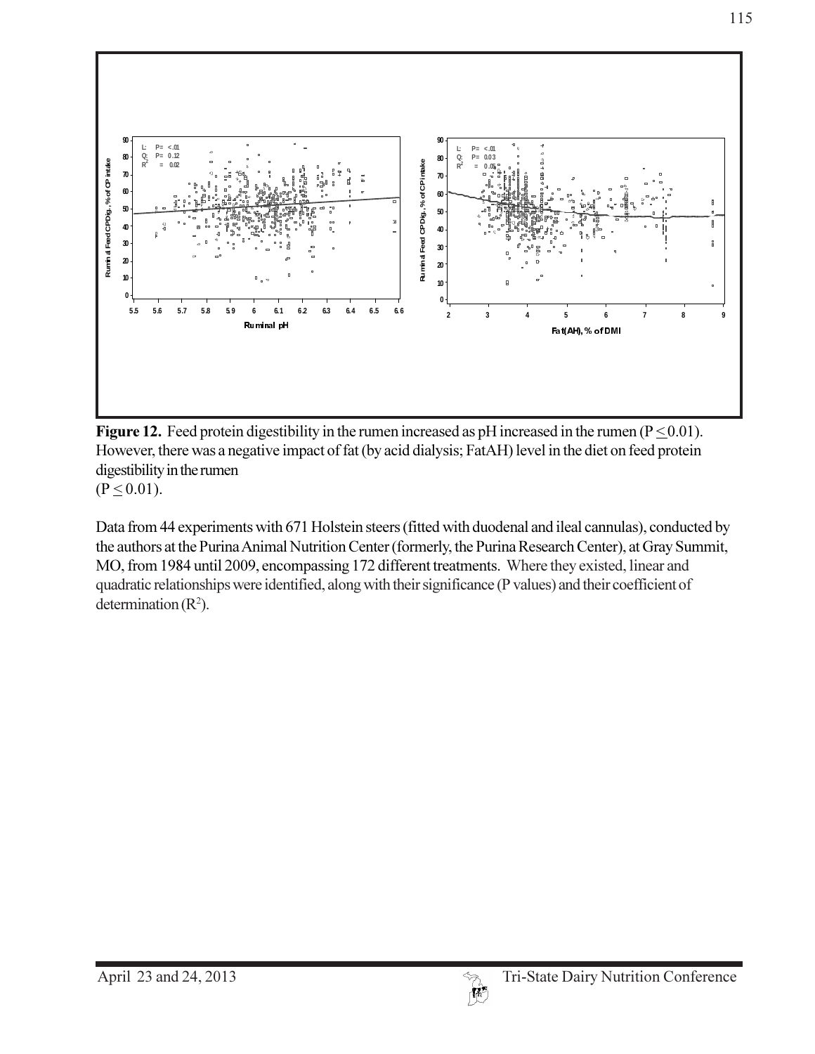L: P= <.01
Q: P= 0.12
$R^2$ = 0.02

Ruminal Feed CP Dig., % of CP intake

Ruminal pH

L: P= <.01
Q: P= 0.03
$R^2$ = 0.05

Ruminal Feed CP Dig., % of CP intake

Fat(AH), % of DMI

**Figure 12.** Feed protein digestibility in the rumen increased as pH increased in the rumen ($P \leq 0.01$). However, there was a negative impact of fat (by acid dialysis; FatAH) level in the diet on feed protein digestibility in the rumen ($P \leq 0.01$).

Data from 44 experiments with 671 Holstein steers (fitted with duodenal and ileal cannulas), conducted by the authors at the Purina Animal Nutrition Center (formerly, the Purina Research Center), at Gray Summit, MO, from 1984 until 2009, encompassing 172 different treatments. Where they existed, linear and quadratic relationships were identified, along with their significance (P values) and their coefficient of determination ($R^2$).